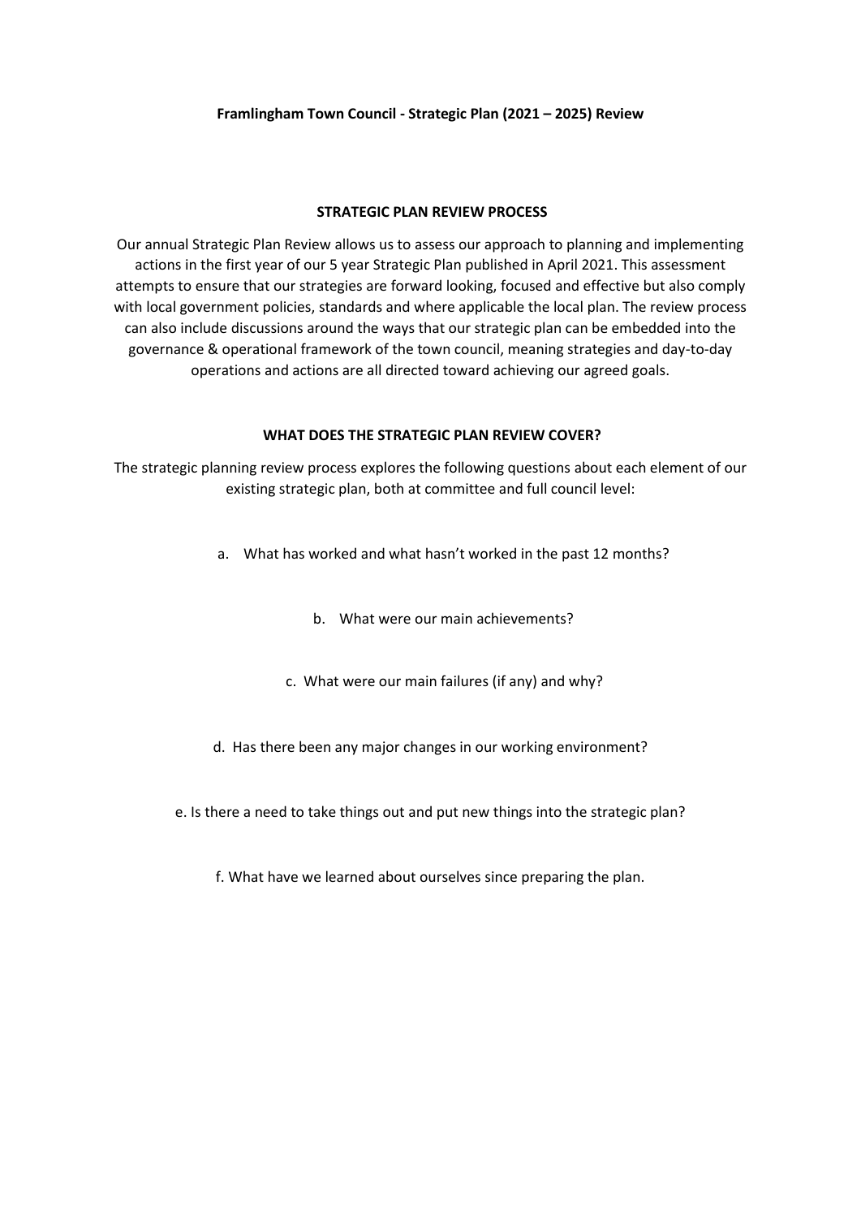# Framlingham Town Council - Strategic Plan (2021 – 2025) Review

## STRATEGIC PLAN REVIEW PROCESS

Our annual Strategic Plan Review allows us to assess our approach to planning and implementing actions in the first year of our 5 year Strategic Plan published in April 2021. This assessment attempts to ensure that our strategies are forward looking, focused and effective but also comply with local government policies, standards and where applicable the local plan. The review process can also include discussions around the ways that our strategic plan can be embedded into the governance & operational framework of the town council, meaning strategies and day-to-day operations and actions are all directed toward achieving our agreed goals.

## WHAT DOES THE STRATEGIC PLAN REVIEW COVER?

The strategic planning review process explores the following questions about each element of our existing strategic plan, both at committee and full council level:

a. What has worked and what hasn't worked in the past 12 months?

b. What were our main achievements?

c. What were our main failures (if any) and why?

d. Has there been any major changes in our working environment?

e. Is there a need to take things out and put new things into the strategic plan?

f. What have we learned about ourselves since preparing the plan.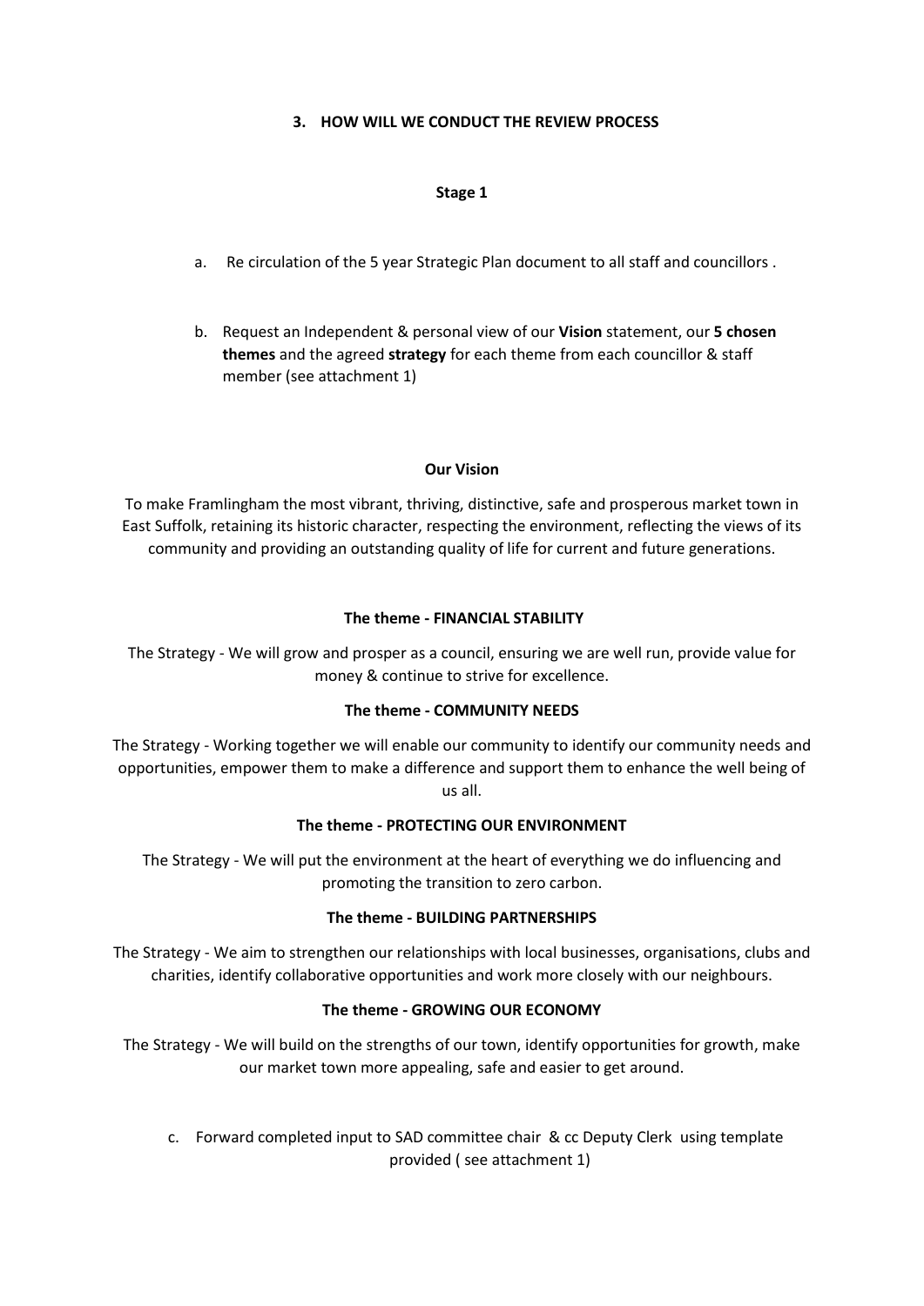### 3. HOW WILL WE CONDUCT THE REVIEW PROCESS

**Stage 1**

a. Re circulation of the 5 year Strategic Plan document to all staff and councillors .

b. Request an Independent & personal view of our **Vision** statement, our **5 chosen themes** and the agreed **strategy** for each theme from each councillor & staff member (see attachment 1)

**Our Vision**

To make Framlingham the most vibrant, thriving, distinctive, safe and prosperous market town in East Suffolk, retaining its historic character, respecting the environment, reflecting the views of its community and providing an outstanding quality of life for current and future generations.

**The theme - FINANCIAL STABILITY**

The Strategy - We will grow and prosper as a council, ensuring we are well run, provide value for money & continue to strive for excellence.

**The theme - COMMUNITY NEEDS**

The Strategy - Working together we will enable our community to identify our community needs and opportunities, empower them to make a difference and support them to enhance the well being of us all.

**The theme - PROTECTING OUR ENVIRONMENT**

The Strategy - We will put the environment at the heart of everything we do influencing and promoting the transition to zero carbon.

**The theme - BUILDING PARTNERSHIPS**

The Strategy - We aim to strengthen our relationships with local businesses, organisations, clubs and charities, identify collaborative opportunities and work more closely with our neighbours.

**The theme - GROWING OUR ECONOMY**

The Strategy - We will build on the strengths of our town, identify opportunities for growth, make our market town more appealing, safe and easier to get around.

c. Forward completed input to SAD committee chair & cc Deputy Clerk using template provided ( see attachment 1)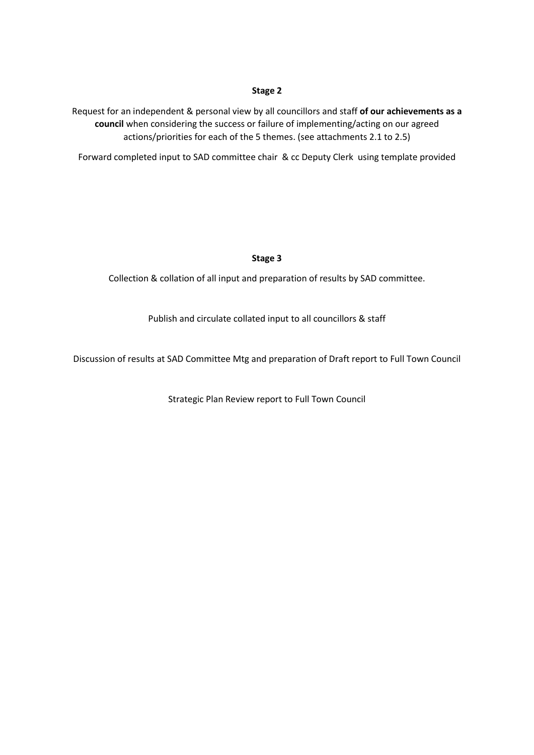**Stage 2**

Request for an independent & personal view by all councillors and staff **of our achievements as a council** when considering the success or failure of implementing/acting on our agreed actions/priorities for each of the 5 themes. (see attachments 2.1 to 2.5)

Forward completed input to SAD committee chair & cc Deputy Clerk using template provided

**Stage 3**

Collection & collation of all input and preparation of results by SAD committee.

Publish and circulate collated input to all councillors & staff

Discussion of results at SAD Committee Mtg and preparation of Draft report to Full Town Council

Strategic Plan Review report to Full Town Council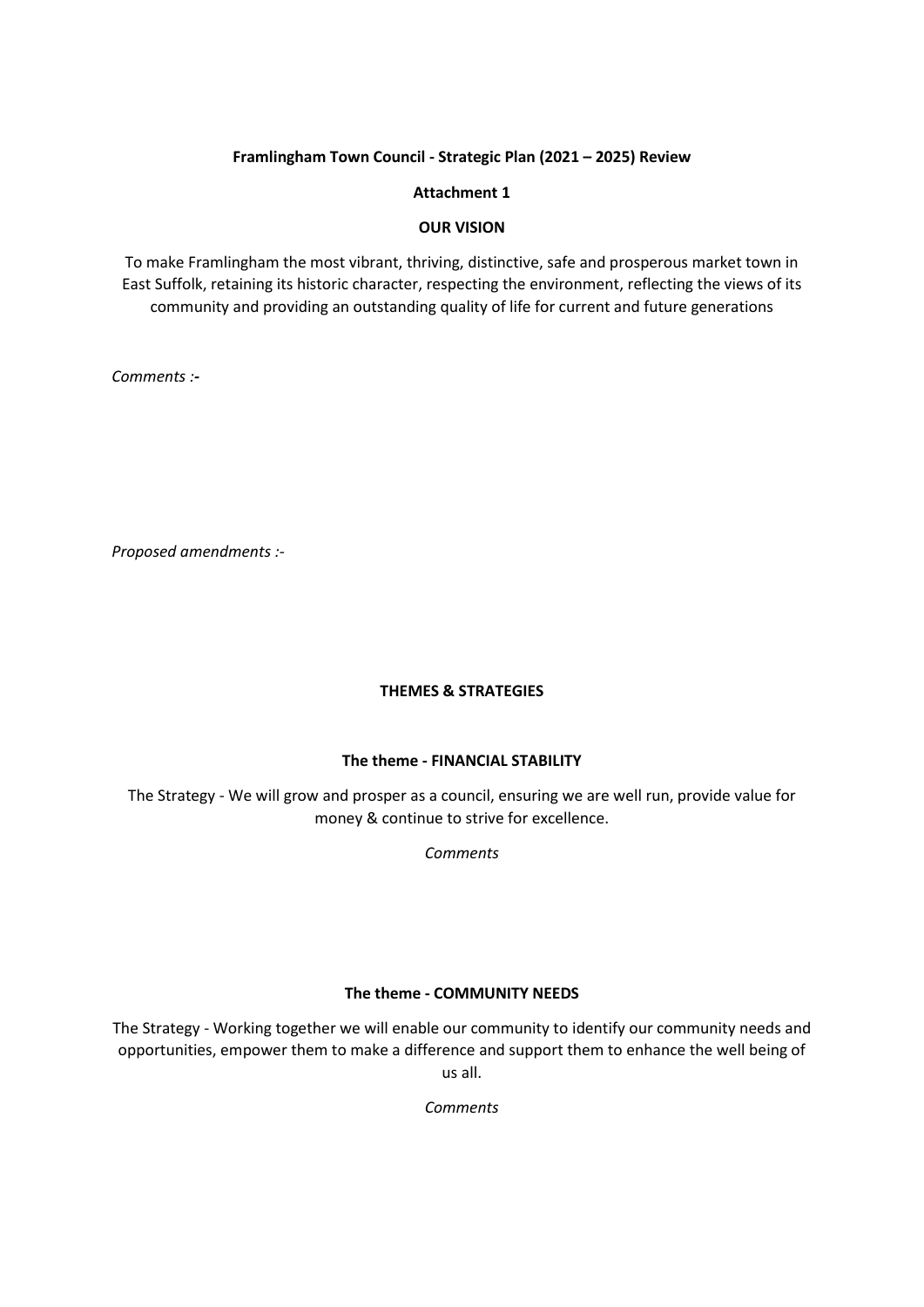**Framlingham Town Council - Strategic Plan (2021 – 2025) Review**

**Attachment 1**

**OUR VISION**

To make Framlingham the most vibrant, thriving, distinctive, safe and prosperous market town in East Suffolk, retaining its historic character, respecting the environment, reflecting the views of its community and providing an outstanding quality of life for current and future generations

*Comments :-*

*Proposed amendments :-*

**THEMES & STRATEGIES**

**The theme - FINANCIAL STABILITY**

The Strategy - We will grow and prosper as a council, ensuring we are well run, provide value for money & continue to strive for excellence.

*Comments*

**The theme - COMMUNITY NEEDS**

The Strategy - Working together we will enable our community to identify our community needs and opportunities, empower them to make a difference and support them to enhance the well being of us all.

*Comments*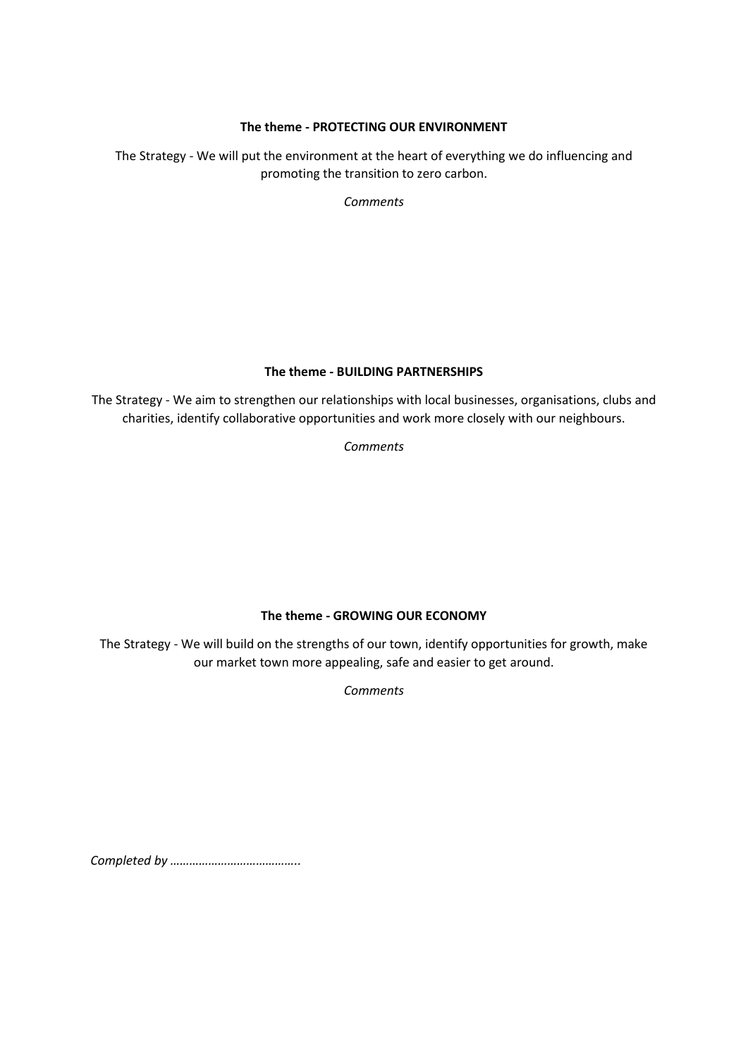**The theme - PROTECTING OUR ENVIRONMENT**

The Strategy - We will put the environment at the heart of everything we do influencing and promoting the transition to zero carbon.

*Comments*

**The theme - BUILDING PARTNERSHIPS**

The Strategy - We aim to strengthen our relationships with local businesses, organisations, clubs and charities, identify collaborative opportunities and work more closely with our neighbours.

*Comments*

**The theme - GROWING OUR ECONOMY**

The Strategy - We will build on the strengths of our town, identify opportunities for growth, make our market town more appealing, safe and easier to get around.

*Comments*

*Completed by …………………………………..*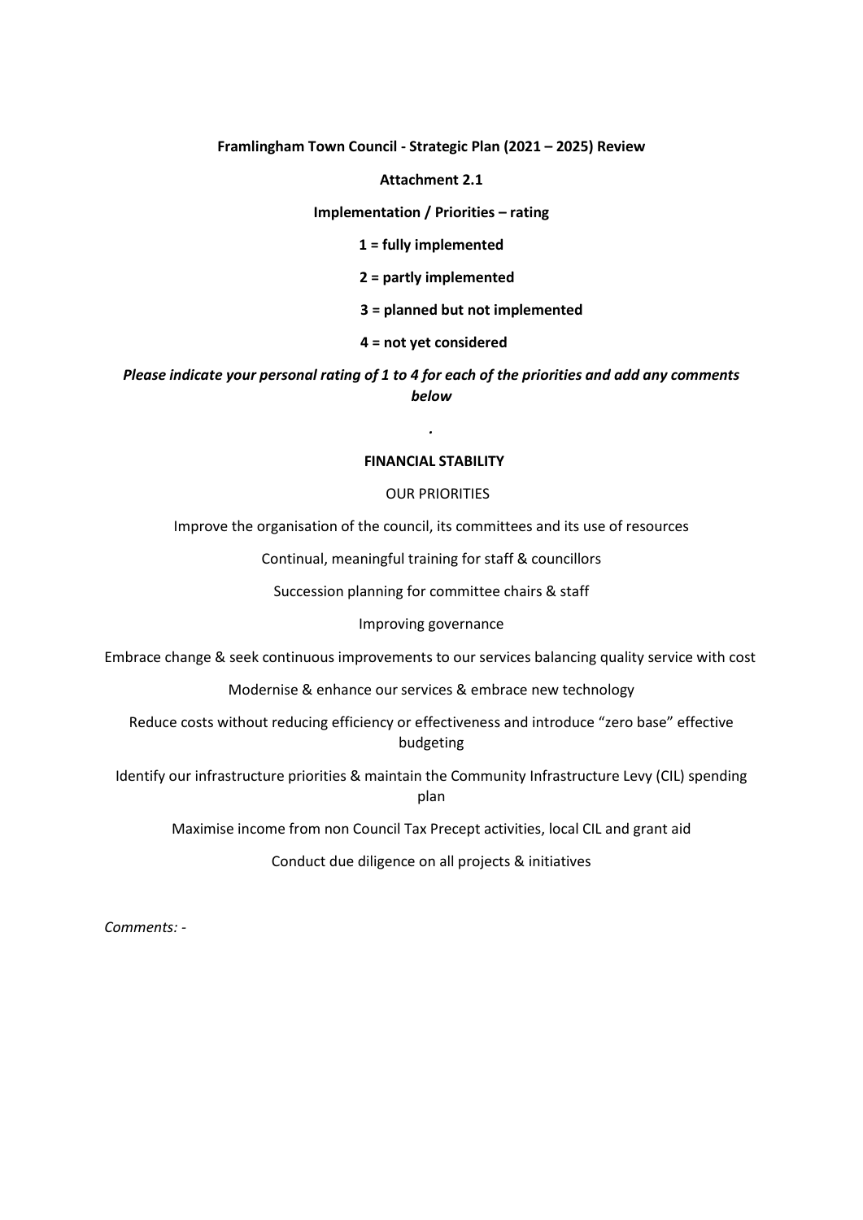**Framlingham Town Council - Strategic Plan (2021 – 2025) Review**

**Attachment 2.1**

**Implementation / Priorities – rating**

**1 = fully implemented**

**2 = partly implemented**

**3 = planned but not implemented**

**4 = not yet considered**

***Please indicate your personal rating of 1 to 4 for each of the priorities and add any comments below***

*.*

**FINANCIAL STABILITY**

OUR PRIORITIES

Improve the organisation of the council, its committees and its use of resources

Continual, meaningful training for staff & councillors

Succession planning for committee chairs & staff

Improving governance

Embrace change & seek continuous improvements to our services balancing quality service with cost

Modernise & enhance our services & embrace new technology

Reduce costs without reducing efficiency or effectiveness and introduce "zero base" effective budgeting

Identify our infrastructure priorities & maintain the Community Infrastructure Levy (CIL) spending plan

Maximise income from non Council Tax Precept activities, local CIL and grant aid

Conduct due diligence on all projects & initiatives

*Comments:* -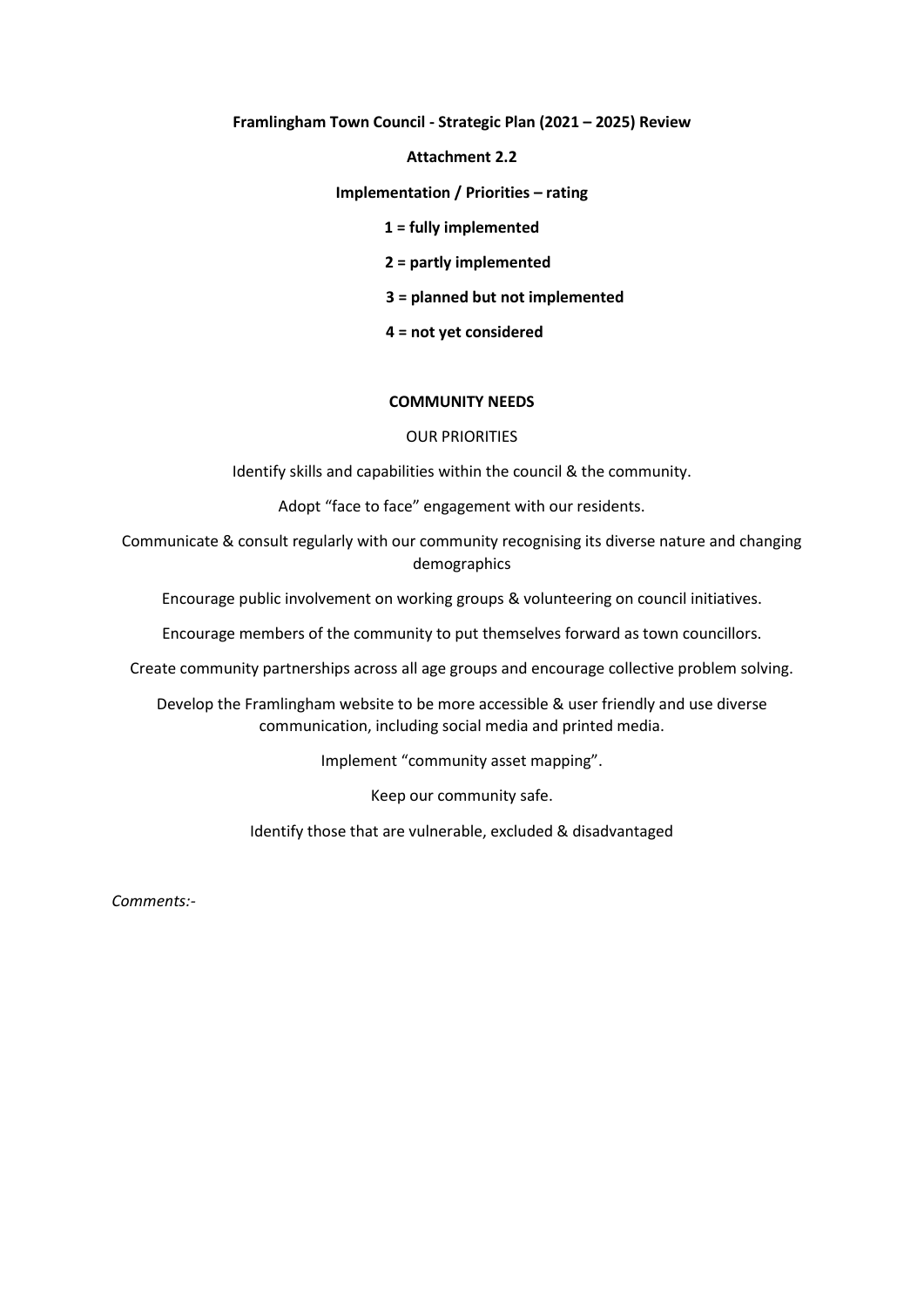**Framlingham Town Council - Strategic Plan (2021 – 2025) Review**

**Attachment 2.2**

**Implementation / Priorities – rating**

**1 = fully implemented**

**2 = partly implemented**

**3 = planned but not implemented**

**4 = not yet considered**

## COMMUNITY NEEDS

OUR PRIORITIES

Identify skills and capabilities within the council & the community.

Adopt "face to face" engagement with our residents.

Communicate & consult regularly with our community recognising its diverse nature and changing demographics

Encourage public involvement on working groups & volunteering on council initiatives.

Encourage members of the community to put themselves forward as town councillors.

Create community partnerships across all age groups and encourage collective problem solving.

Develop the Framlingham website to be more accessible & user friendly and use diverse communication, including social media and printed media.

Implement "community asset mapping".

Keep our community safe.

Identify those that are vulnerable, excluded & disadvantaged

*Comments:-*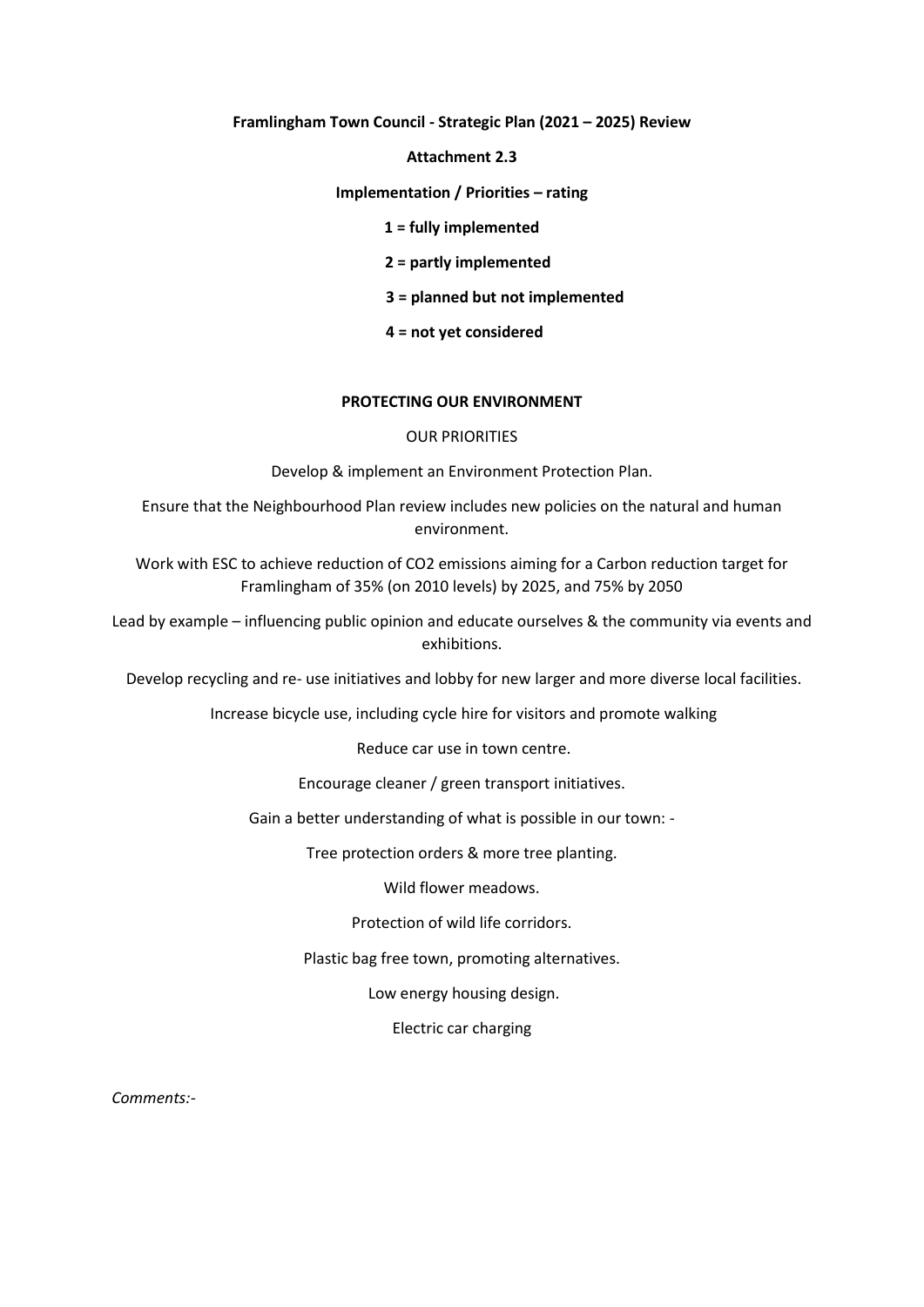**Framlingham Town Council - Strategic Plan (2021 – 2025) Review**

**Attachment 2.3**

**Implementation / Priorities – rating**

**1 = fully implemented**

**2 = partly implemented**

**3 = planned but not implemented**

**4 = not yet considered**

## PROTECTING OUR ENVIRONMENT

OUR PRIORITIES

Develop & implement an Environment Protection Plan.

Ensure that the Neighbourhood Plan review includes new policies on the natural and human environment.

Work with ESC to achieve reduction of $CO_2$ emissions aiming for a Carbon reduction target for Framlingham of 35% (on 2010 levels) by 2025, and 75% by 2050

Lead by example – influencing public opinion and educate ourselves & the community via events and exhibitions.

Develop recycling and re- use initiatives and lobby for new larger and more diverse local facilities.

Increase bicycle use, including cycle hire for visitors and promote walking

Reduce car use in town centre.

Encourage cleaner / green transport initiatives.

Gain a better understanding of what is possible in our town: -

Tree protection orders & more tree planting.

Wild flower meadows.

Protection of wild life corridors.

Plastic bag free town, promoting alternatives.

Low energy housing design.

Electric car charging

*Comments:-*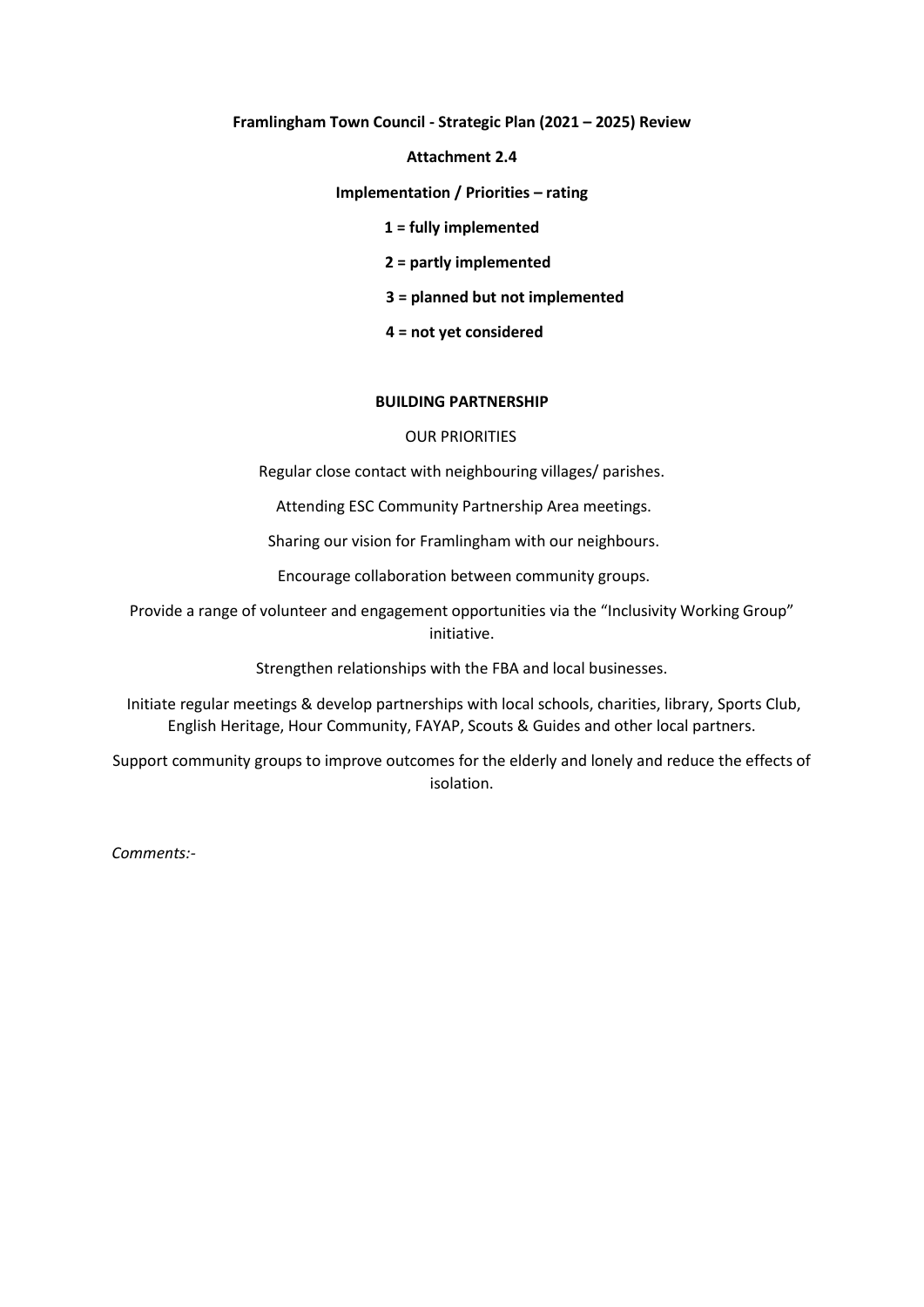**Framlingham Town Council - Strategic Plan (2021 – 2025) Review**

**Attachment 2.4**

**Implementation / Priorities – rating**

**1 = fully implemented**

**2 = partly implemented**

**3 = planned but not implemented**

**4 = not yet considered**

## BUILDING PARTNERSHIP

OUR PRIORITIES

Regular close contact with neighbouring villages/ parishes.

Attending ESC Community Partnership Area meetings.

Sharing our vision for Framlingham with our neighbours.

Encourage collaboration between community groups.

Provide a range of volunteer and engagement opportunities via the "Inclusivity Working Group" initiative.

Strengthen relationships with the FBA and local businesses.

Initiate regular meetings & develop partnerships with local schools, charities, library, Sports Club, English Heritage, Hour Community, FAYAP, Scouts & Guides and other local partners.

Support community groups to improve outcomes for the elderly and lonely and reduce the effects of isolation.

*Comments:-*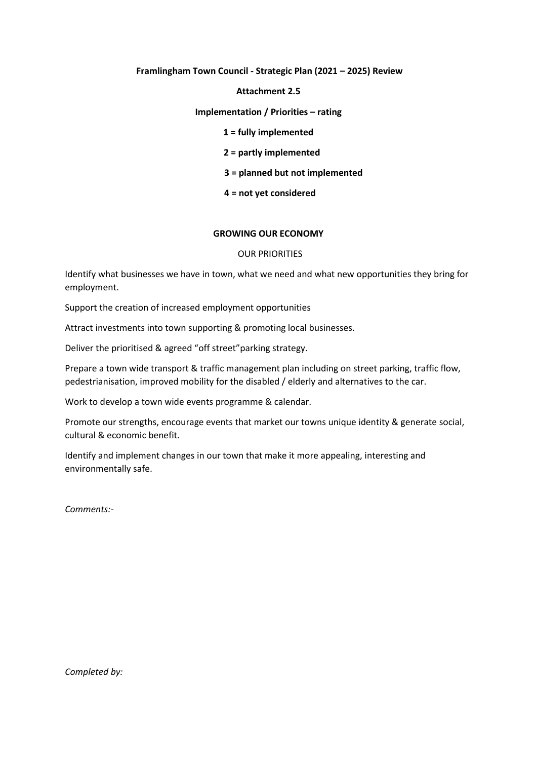**Framlingham Town Council - Strategic Plan (2021 – 2025) Review**

**Attachment 2.5**

**Implementation / Priorities – rating**

**1 = fully implemented**

**2 = partly implemented**

**3 = planned but not implemented**

**4 = not yet considered**

**GROWING OUR ECONOMY**

OUR PRIORITIES

Identify what businesses we have in town, what we need and what new opportunities they bring for employment.

Support the creation of increased employment opportunities

Attract investments into town supporting & promoting local businesses.

Deliver the prioritised & agreed "off street"parking strategy.

Prepare a town wide transport & traffic management plan including on street parking, traffic flow, pedestrianisation, improved mobility for the disabled / elderly and alternatives to the car.

Work to develop a town wide events programme & calendar.

Promote our strengths, encourage events that market our towns unique identity & generate social, cultural & economic benefit.

Identify and implement changes in our town that make it more appealing, interesting and environmentally safe.

*Comments:-*

*Completed by:*